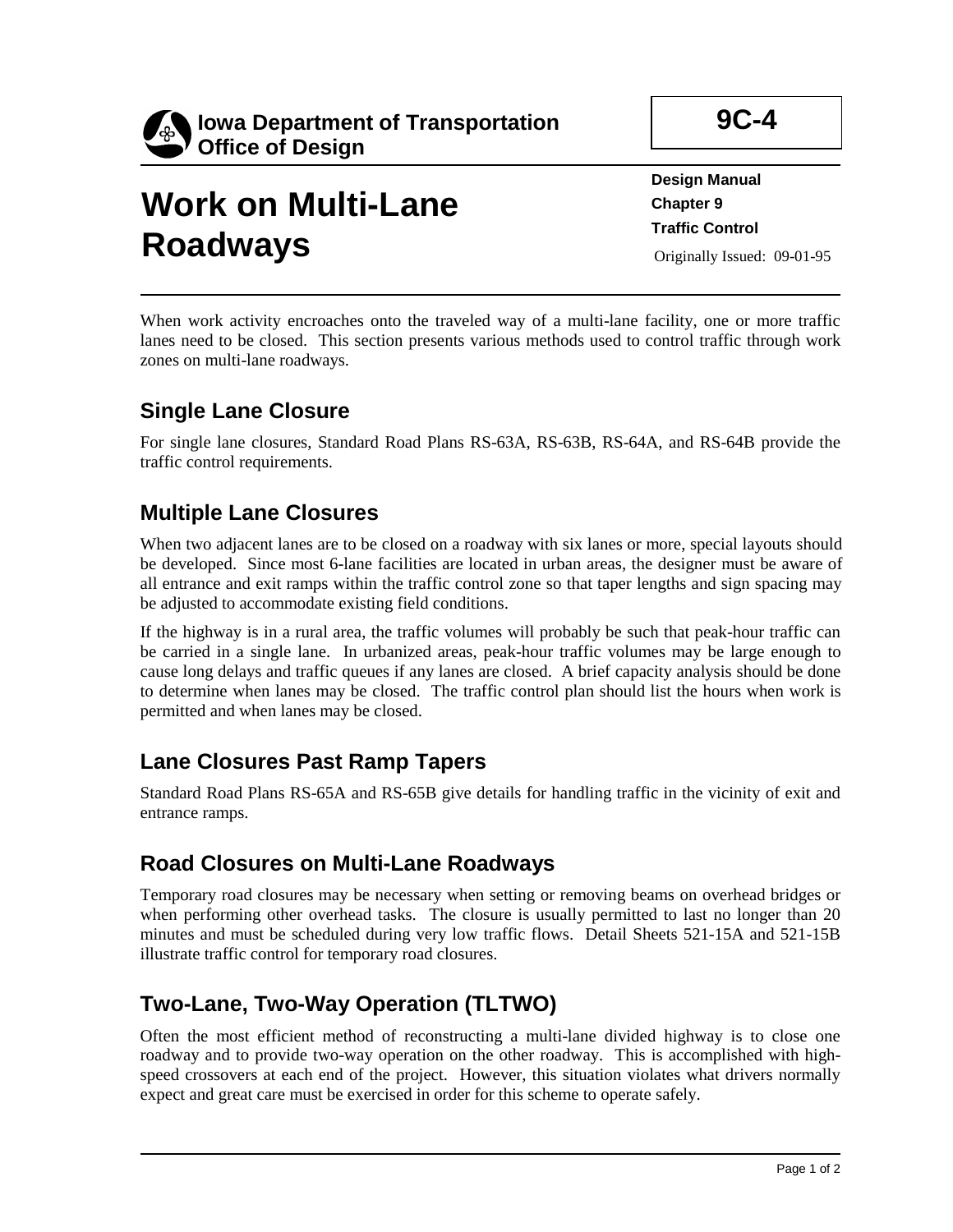**Iowa Department of Transportation**
**Office of Design**

**9C-4**

# Work on Multi-Lane Roadways

**Design Manual**
**Chapter 9**
**Traffic Control**
Originally Issued: 09-01-95

When work activity encroaches onto the traveled way of a multi-lane facility, one or more traffic lanes need to be closed. This section presents various methods used to control traffic through work zones on multi-lane roadways.

## Single Lane Closure

For single lane closures, Standard Road Plans RS-63A, RS-63B, RS-64A, and RS-64B provide the traffic control requirements.

## Multiple Lane Closures

When two adjacent lanes are to be closed on a roadway with six lanes or more, special layouts should be developed. Since most 6-lane facilities are located in urban areas, the designer must be aware of all entrance and exit ramps within the traffic control zone so that taper lengths and sign spacing may be adjusted to accommodate existing field conditions.

If the highway is in a rural area, the traffic volumes will probably be such that peak-hour traffic can be carried in a single lane. In urbanized areas, peak-hour traffic volumes may be large enough to cause long delays and traffic queues if any lanes are closed. A brief capacity analysis should be done to determine when lanes may be closed. The traffic control plan should list the hours when work is permitted and when lanes may be closed.

## Lane Closures Past Ramp Tapers

Standard Road Plans RS-65A and RS-65B give details for handling traffic in the vicinity of exit and entrance ramps.

## Road Closures on Multi-Lane Roadways

Temporary road closures may be necessary when setting or removing beams on overhead bridges or when performing other overhead tasks. The closure is usually permitted to last no longer than 20 minutes and must be scheduled during very low traffic flows. Detail Sheets 521-15A and 521-15B illustrate traffic control for temporary road closures.

## Two-Lane, Two-Way Operation (TLTWO)

Often the most efficient method of reconstructing a multi-lane divided highway is to close one roadway and to provide two-way operation on the other roadway. This is accomplished with high-speed crossovers at each end of the project. However, this situation violates what drivers normally expect and great care must be exercised in order for this scheme to operate safely.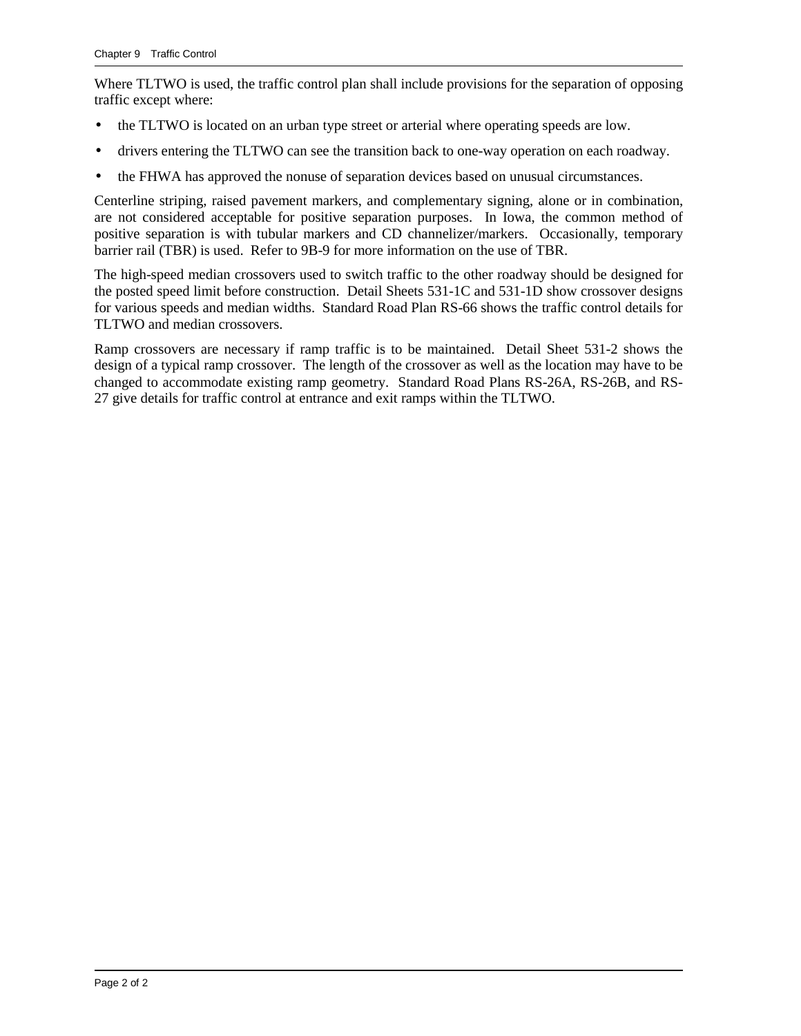Where TLTWO is used, the traffic control plan shall include provisions for the separation of opposing traffic except where:

- the TLTWO is located on an urban type street or arterial where operating speeds are low.
- drivers entering the TLTWO can see the transition back to one-way operation on each roadway.
- the FHWA has approved the nonuse of separation devices based on unusual circumstances.

Centerline striping, raised pavement markers, and complementary signing, alone or in combination, are not considered acceptable for positive separation purposes. In Iowa, the common method of positive separation is with tubular markers and CD channelizer/markers. Occasionally, temporary barrier rail (TBR) is used. Refer to 9B-9 for more information on the use of TBR.

The high-speed median crossovers used to switch traffic to the other roadway should be designed for the posted speed limit before construction. Detail Sheets 531-1C and 531-1D show crossover designs for various speeds and median widths. Standard Road Plan RS-66 shows the traffic control details for TLTWO and median crossovers.

Ramp crossovers are necessary if ramp traffic is to be maintained. Detail Sheet 531-2 shows the design of a typical ramp crossover. The length of the crossover as well as the location may have to be changed to accommodate existing ramp geometry. Standard Road Plans RS-26A, RS-26B, and RS-27 give details for traffic control at entrance and exit ramps within the TLTWO.